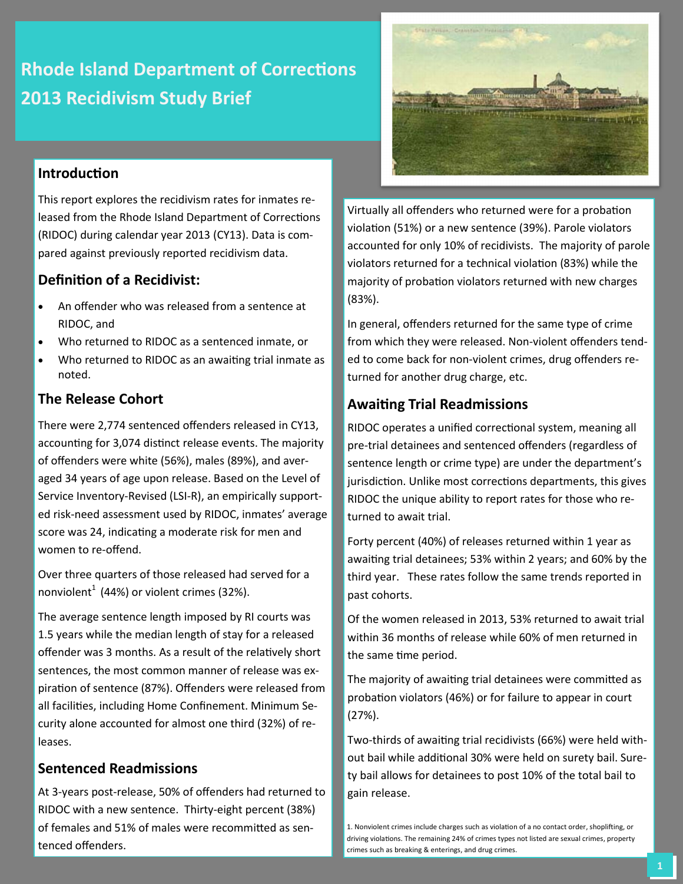# Rhode Island Department of Corrections 2013 Recidivism Study Brief

## Introduction

This report explores the recidivism rates for inmates released from the Rhode Island Department of Corrections (RIDOC) during calendar year 2013 (CY13). Data is compared against previously reported recidivism data.

## Definition of a Recidivist:

- An offender who was released from a sentence at RIDOC, and
- Who returned to RIDOC as a sentenced inmate, or
- Who returned to RIDOC as an awaiting trial inmate as noted.

## The Release Cohort

There were 2,774 sentenced offenders released in CY13, accounting for 3,074 distinct release events. The majority of offenders were white (56%), males (89%), and averaged 34 years of age upon release. Based on the Level of Service Inventory-Revised (LSI-R), an empirically supported risk-need assessment used by RIDOC, inmates' average score was 24, indicating a moderate risk for men and women to re-offend.

Over three quarters of those released had served for a nonviolent[1] (44%) or violent crimes (32%).

The average sentence length imposed by RI courts was 1.5 years while the median length of stay for a released offender was 3 months. As a result of the relatively short sentences, the most common manner of release was expiration of sentence (87%). Offenders were released from all facilities, including Home Confinement. Minimum Security alone accounted for almost one third (32%) of releases.

## Sentenced Readmissions

At 3-years post-release, 50% of offenders had returned to RIDOC with a new sentence. Thirty-eight percent (38%) of females and 51% of males were recommitted as sentenced offenders.

Virtually all offenders who returned were for a probation violation (51%) or a new sentence (39%). Parole violators accounted for only 10% of recidivists. The majority of parole violators returned for a technical violation (83%) while the majority of probation violators returned with new charges (83%).

In general, offenders returned for the same type of crime from which they were released. Non-violent offenders tended to come back for non-violent crimes, drug offenders returned for another drug charge, etc.

## Awaiting Trial Readmissions

RIDOC operates a unified correctional system, meaning all pre-trial detainees and sentenced offenders (regardless of sentence length or crime type) are under the department's jurisdiction. Unlike most corrections departments, this gives RIDOC the unique ability to report rates for those who returned to await trial.

Forty percent (40%) of releases returned within 1 year as awaiting trial detainees; 53% within 2 years; and 60% by the third year. These rates follow the same trends reported in past cohorts.

Of the women released in 2013, 53% returned to await trial within 36 months of release while 60% of men returned in the same time period.

The majority of awaiting trial detainees were committed as probation violators (46%) or for failure to appear in court (27%).

Two-thirds of awaiting trial recidivists (66%) were held without bail while additional 30% were held on surety bail. Surety bail allows for detainees to post 10% of the total bail to gain release.

1. Nonviolent crimes include charges such as violation of a no contact order, shoplifting, or driving violations. The remaining 24% of crimes types not listed are sexual crimes, property crimes such as breaking & enterings, and drug crimes.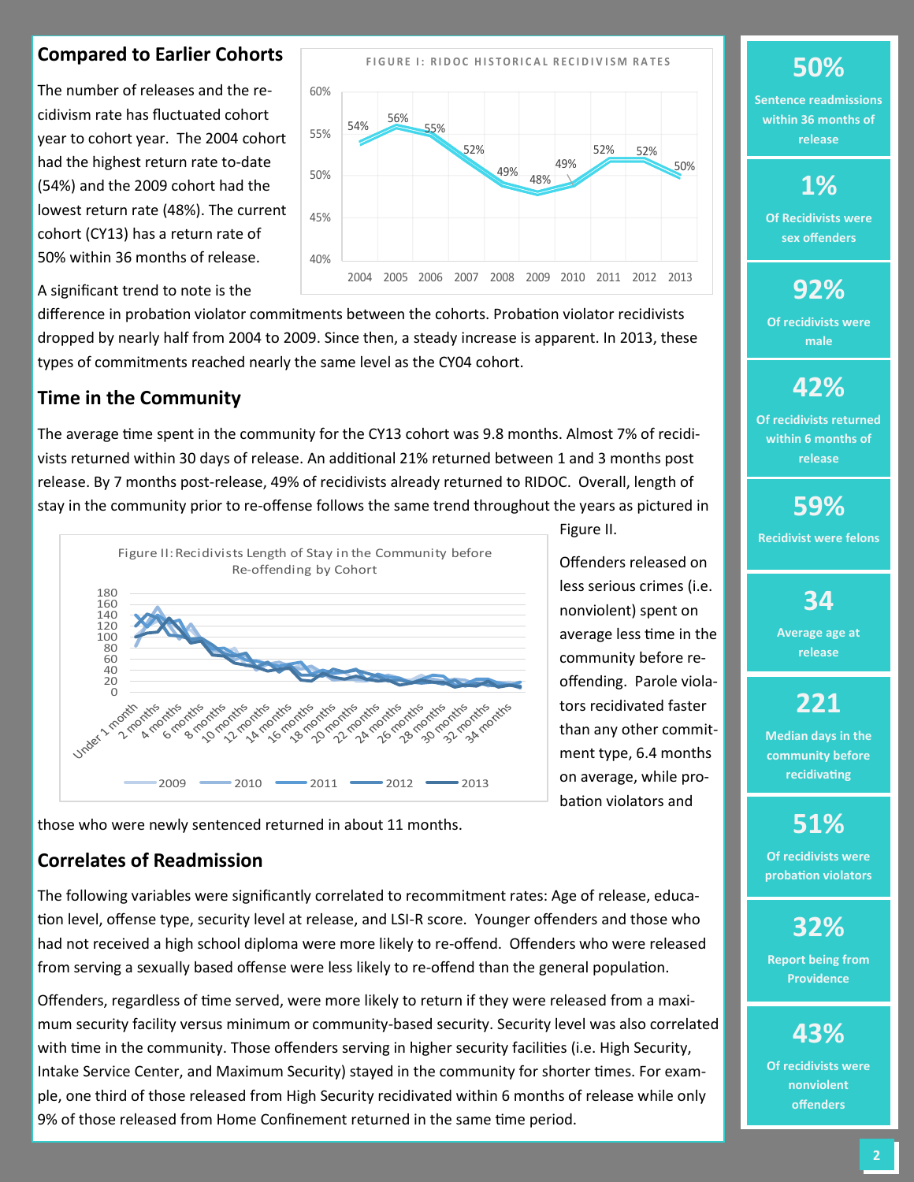## Compared to Earlier Cohorts

The number of releases and the recidivism rate has fluctuated cohort year to cohort year. The 2004 cohort had the highest return rate to-date (54%) and the 2009 cohort had the lowest return rate (48%). The current cohort (CY13) has a return rate of 50% within 36 months of release.

**FIGURE I: RIDOC HISTORICAL RECIDIVISM RATES**

| 2004 | 2005 | 2006 | 2007 | 2008 | 2009 | 2010 | 2011 | 2012 | 2013 |
|---|---|---|---|---|---|---|---|---|---|
| 54% | 56% | 55% | 52% | 49% | 48% | 49% | 52% | 52% | 50% |

A significant trend to note is the difference in probation violator commitments between the cohorts. Probation violator recidivists dropped by nearly half from 2004 to 2009. Since then, a steady increase is apparent. In 2013, these types of commitments reached nearly the same level as the CY04 cohort.

## Time in the Community

The average time spent in the community for the CY13 cohort was 9.8 months. Almost 7% of recidivists returned within 30 days of release. An additional 21% returned between 1 and 3 months post release. By 7 months post-release, 49% of recidivists already returned to RIDOC. Overall, length of stay in the community prior to re-offense follows the same trend throughout the years as pictured in Figure II.

Figure II: Recidivists Length of Stay in the Community before Re-offending by Cohort

Offenders released on less serious crimes (i.e. nonviolent) spent on average less time in the community before re-offending. Parole violators recidivated faster than any other commitment type, 6.4 months on average, while probation violators and those who were newly sentenced returned in about 11 months.

## Correlates of Readmission

The following variables were significantly correlated to recommitment rates: Age of release, education level, offense type, security level at release, and LSI-R score. Younger offenders and those who had not received a high school diploma were more likely to re-offend. Offenders who were released from serving a sexually based offense were less likely to re-offend than the general population.

Offenders, regardless of time served, were more likely to return if they were released from a maximum security facility versus minimum or community-based security. Security level was also correlated with time in the community. Those offenders serving in higher security facilities (i.e. High Security, Intake Service Center, and Maximum Security) stayed in the community for shorter times. For example, one third of those released from High Security recidivated within 6 months of release while only 9% of those released from Home Confinement returned in the same time period.

**50%** Sentence readmissions within 36 months of release

**1%** Of Recidivists were sex offenders

**92%** Of recidivists were male

**42%** Of recidivists returned within 6 months of release

**59%** Recidivist were felons

**34** Average age at release

**221** Median days in the community before recidivating

**51%** Of recidivists were probation violators

**32%** Report being from Providence

**43%** Of recidivists were nonviolent offenders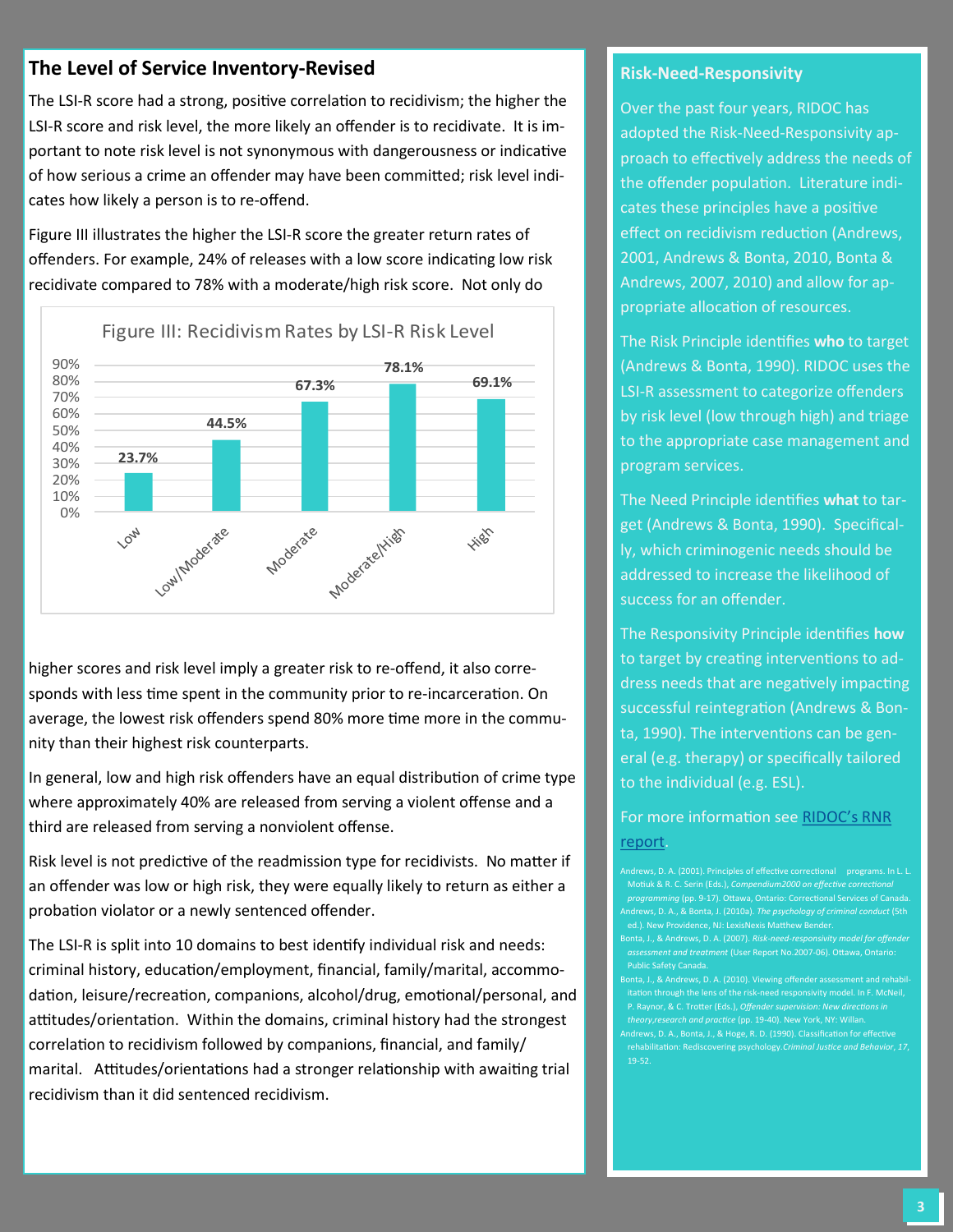## The Level of Service Inventory-Revised

The LSI-R score had a strong, positive correlation to recidivism; the higher the LSI-R score and risk level, the more likely an offender is to recidivate. It is important to note risk level is not synonymous with dangerousness or indicative of how serious a crime an offender may have been committed; risk level indicates how likely a person is to re-offend.

Figure III illustrates the higher the LSI-R score the greater return rates of offenders. For example, 24% of releases with a low score indicating low risk recidivate compared to 78% with a moderate/high risk score. Not only do higher scores and risk level imply a greater risk to re-offend, it also corresponds with less time spent in the community prior to re-incarceration. On average, the lowest risk offenders spend 80% more time more in the community than their highest risk counterparts.

Figure III: Recidivism Rates by LSI-R Risk Level

| Risk Level | Recidivism Rate |
|---|---|
| Low | 23.7% |
| Low/Moderate | 44.5% |
| Moderate | 67.3% |
| Moderate/High | 78.1% |
| High | 69.1% |

In general, low and high risk offenders have an equal distribution of crime type where approximately 40% are released from serving a violent offense and a third are released from serving a nonviolent offense.

Risk level is not predictive of the readmission type for recidivists. No matter if an offender was low or high risk, they were equally likely to return as either a probation violator or a newly sentenced offender.

The LSI-R is split into 10 domains to best identify individual risk and needs: criminal history, education/employment, financial, family/marital, accommodation, leisure/recreation, companions, alcohol/drug, emotional/personal, and attitudes/orientation. Within the domains, criminal history had the strongest correlation to recidivism followed by companions, financial, and family/marital. Attitudes/orientations had a stronger relationship with awaiting trial recidivism than it did sentenced recidivism.

## Risk-Need-Responsivity

Over the past four years, RIDOC has adopted the Risk-Need-Responsivity approach to effectively address the needs of the offender population. Literature indicates these principles have a positive effect on recidivism reduction (Andrews, 2001, Andrews & Bonta, 2010, Bonta & Andrews, 2007, 2010) and allow for appropriate allocation of resources.

The Risk Principle identifies **who** to target (Andrews & Bonta, 1990). RIDOC uses the LSI-R assessment to categorize offenders by risk level (low through high) and triage to the appropriate case management and program services.

The Need Principle identifies **what** to target (Andrews & Bonta, 1990). Specifically, which criminogenic needs should be addressed to increase the likelihood of success for an offender.

The Responsivity Principle identifies **how** to target by creating interventions to address needs that are negatively impacting successful reintegration (Andrews & Bonta, 1990). The interventions can be general (e.g. therapy) or specifically tailored to the individual (e.g. ESL).

For more information see RIDOC's RNR report.

Andrews, D. A. (2001). Principles of effective correctional programs. In L. L. Motiuk & R. C. Serin (Eds.), *Compendium2000 on effective correctional programming* (pp. 9-17). Ottawa, Ontario: Correctional Services of Canada.

Andrews, D. A., & Bonta, J. (2010a). *The psychology of criminal conduct* (5th ed.). New Providence, NJ: LexisNexis Matthew Bender.

Bonta, J., & Andrews, D. A. (2007). *Risk-need-responsivity model for offender assessment and treatment* (User Report No.2007-06). Ottawa, Ontario: Public Safety Canada.

Bonta, J., & Andrews, D. A. (2010). Viewing offender assessment and rehabilitation through the lens of the risk-need responsivity model. In F. McNeil, P. Raynor, & C. Trotter (Eds.), *Offender supervision: New directions in theory,research and practice* (pp. 19-40). New York, NY: Willan.

Andrews, D. A., Bonta, J., & Hoge, R. D. (1990). Classification for effective rehabilitation: Rediscovering psychology.*Criminal Justice and Behavior*, *17*, 19-52.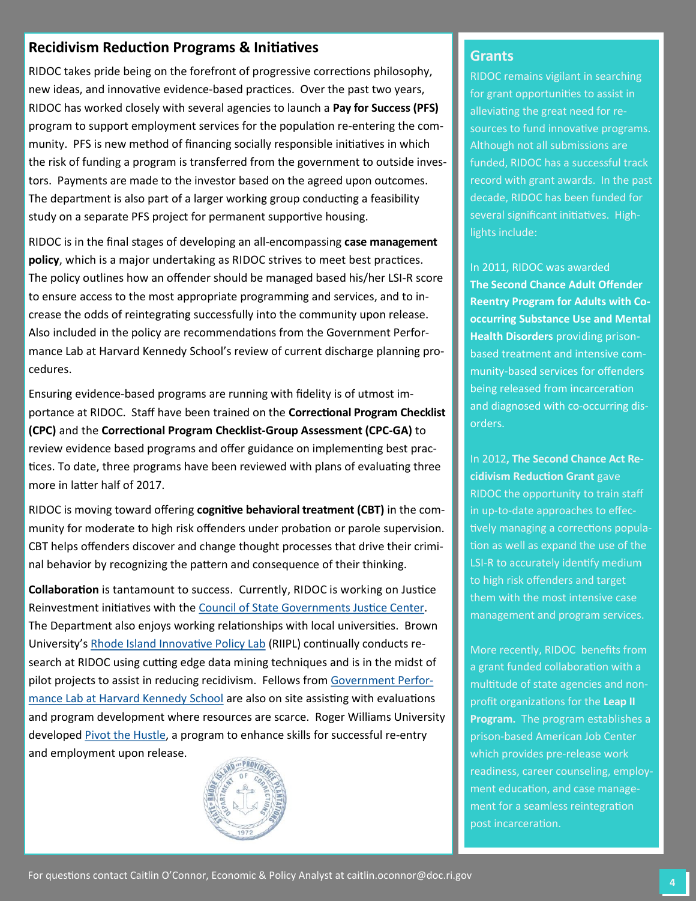## Recidivism Reduction Programs & Initiatives

RIDOC takes pride being on the forefront of progressive corrections philosophy, new ideas, and innovative evidence-based practices. Over the past two years, RIDOC has worked closely with several agencies to launch a **Pay for Success (PFS)** program to support employment services for the population re-entering the community. PFS is new method of financing socially responsible initiatives in which the risk of funding a program is transferred from the government to outside investors. Payments are made to the investor based on the agreed upon outcomes. The department is also part of a larger working group conducting a feasibility study on a separate PFS project for permanent supportive housing.

RIDOC is in the final stages of developing an all-encompassing **case management policy**, which is a major undertaking as RIDOC strives to meet best practices. The policy outlines how an offender should be managed based his/her LSI-R score to ensure access to the most appropriate programming and services, and to increase the odds of reintegrating successfully into the community upon release. Also included in the policy are recommendations from the Government Performance Lab at Harvard Kennedy School's review of current discharge planning procedures.

Ensuring evidence-based programs are running with fidelity is of utmost importance at RIDOC. Staff have been trained on the **Correctional Program Checklist (CPC)** and the **Correctional Program Checklist-Group Assessment (CPC-GA)** to review evidence based programs and offer guidance on implementing best practices. To date, three programs have been reviewed with plans of evaluating three more in latter half of 2017.

RIDOC is moving toward offering **cognitive behavioral treatment (CBT)** in the community for moderate to high risk offenders under probation or parole supervision. CBT helps offenders discover and change thought processes that drive their criminal behavior by recognizing the pattern and consequence of their thinking.

**Collaboration** is tantamount to success. Currently, RIDOC is working on Justice Reinvestment initiatives with the Council of State Governments Justice Center. The Department also enjoys working relationships with local universities. Brown University's Rhode Island Innovative Policy Lab (RIIPL) continually conducts research at RIDOC using cutting edge data mining techniques and is in the midst of pilot projects to assist in reducing recidivism. Fellows from Government Performance Lab at Harvard Kennedy School are also on site assisting with evaluations and program development where resources are scarce. Roger Williams University developed Pivot the Hustle, a program to enhance skills for successful re-entry and employment upon release.

## Grants

RIDOC remains vigilant in searching for grant opportunities to assist in alleviating the great need for resources to fund innovative programs. Although not all submissions are funded, RIDOC has a successful track record with grant awards. In the past decade, RIDOC has been funded for several significant initiatives. Highlights include:

In 2011, RIDOC was awarded **The Second Chance Adult Offender Reentry Program for Adults with Co-occurring Substance Use and Mental Health Disorders** providing prison-based treatment and intensive community-based services for offenders being released from incarceration and diagnosed with co-occurring disorders.

In 2012**, The Second Chance Act Recidivism Reduction Grant** gave RIDOC the opportunity to train staff in up-to-date approaches to effectively managing a corrections population as well as expand the use of the LSI-R to accurately identify medium to high risk offenders and target them with the most intensive case management and program services.

More recently, RIDOC benefits from a grant funded collaboration with a multitude of state agencies and non-profit organizations for the **Leap II Program.** The program establishes a prison-based American Job Center which provides pre-release work readiness, career counseling, employment education, and case management for a seamless reintegration post incarceration.

For questions contact Caitlin O'Connor, Economic & Policy Analyst at caitlin.oconnor@doc.ri.gov